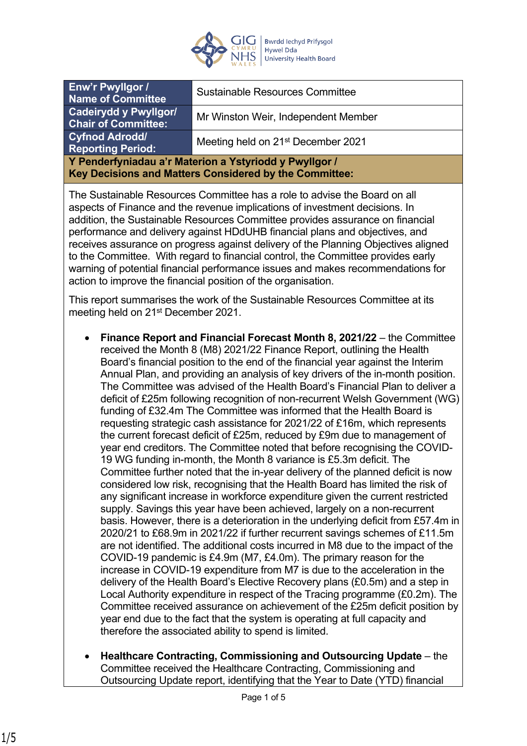| Enw'r Pwyllgor / Name of Committee | Sustainable Resources Committee |
|---|---|
| Cadeirydd y Pwyllgor/ Chair of Committee: | Mr Winston Weir, Independent Member |
| Cyfnod Adrodd/ Reporting Period: | Meeting held on 21st December 2021 |

**Y Penderfyniadau a'r Materion a Ystyriodd y Pwyllgor / Key Decisions and Matters Considered by the Committee:**

The Sustainable Resources Committee has a role to advise the Board on all aspects of Finance and the revenue implications of investment decisions. In addition, the Sustainable Resources Committee provides assurance on financial performance and delivery against HDdUHB financial plans and objectives, and receives assurance on progress against delivery of the Planning Objectives aligned to the Committee. With regard to financial control, the Committee provides early warning of potential financial performance issues and makes recommendations for action to improve the financial position of the organisation.

This report summarises the work of the Sustainable Resources Committee at its meeting held on 21st December 2021.

- **Finance Report and Financial Forecast Month 8, 2021/22** – the Committee received the Month 8 (M8) 2021/22 Finance Report, outlining the Health Board's financial position to the end of the financial year against the Interim Annual Plan, and providing an analysis of key drivers of the in-month position. The Committee was advised of the Health Board's Financial Plan to deliver a deficit of £25m following recognition of non-recurrent Welsh Government (WG) funding of £32.4m The Committee was informed that the Health Board is requesting strategic cash assistance for 2021/22 of £16m, which represents the current forecast deficit of £25m, reduced by £9m due to management of year end creditors. The Committee noted that before recognising the COVID-19 WG funding in-month, the Month 8 variance is £5.3m deficit. The Committee further noted that the in-year delivery of the planned deficit is now considered low risk, recognising that the Health Board has limited the risk of any significant increase in workforce expenditure given the current restricted supply. Savings this year have been achieved, largely on a non-recurrent basis. However, there is a deterioration in the underlying deficit from £57.4m in 2020/21 to £68.9m in 2021/22 if further recurrent savings schemes of £11.5m are not identified. The additional costs incurred in M8 due to the impact of the COVID-19 pandemic is £4.9m (M7, £4.0m). The primary reason for the increase in COVID-19 expenditure from M7 is due to the acceleration in the delivery of the Health Board's Elective Recovery plans (£0.5m) and a step in Local Authority expenditure in respect of the Tracing programme (£0.2m). The Committee received assurance on achievement of the £25m deficit position by year end due to the fact that the system is operating at full capacity and therefore the associated ability to spend is limited.

- **Healthcare Contracting, Commissioning and Outsourcing Update** – the Committee received the Healthcare Contracting, Commissioning and Outsourcing Update report, identifying that the Year to Date (YTD) financial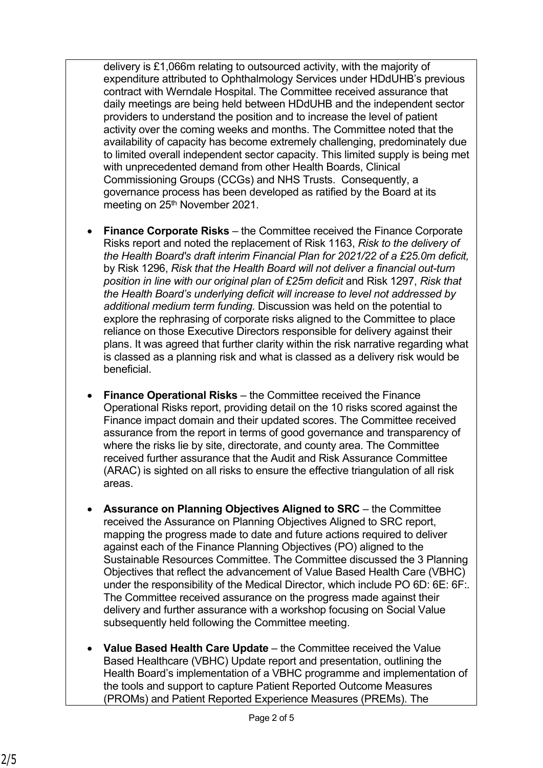delivery is £1,066m relating to outsourced activity, with the majority of expenditure attributed to Ophthalmology Services under HDdUHB's previous contract with Werndale Hospital. The Committee received assurance that daily meetings are being held between HDdUHB and the independent sector providers to understand the position and to increase the level of patient activity over the coming weeks and months. The Committee noted that the availability of capacity has become extremely challenging, predominately due to limited overall independent sector capacity. This limited supply is being met with unprecedented demand from other Health Boards, Clinical Commissioning Groups (CCGs) and NHS Trusts. Consequently, a governance process has been developed as ratified by the Board at its meeting on 25th November 2021.

- **Finance Corporate Risks** – the Committee received the Finance Corporate Risks report and noted the replacement of Risk 1163, *Risk to the delivery of the Health Board's draft interim Financial Plan for 2021/22 of a £25.0m deficit,* by Risk 1296, *Risk that the Health Board will not deliver a financial out-turn position in line with our original plan of £25m deficit* and Risk 1297, *Risk that the Health Board's underlying deficit will increase to level not addressed by additional medium term funding.* Discussion was held on the potential to explore the rephrasing of corporate risks aligned to the Committee to place reliance on those Executive Directors responsible for delivery against their plans. It was agreed that further clarity within the risk narrative regarding what is classed as a planning risk and what is classed as a delivery risk would be beneficial.

- **Finance Operational Risks** – the Committee received the Finance Operational Risks report, providing detail on the 10 risks scored against the Finance impact domain and their updated scores. The Committee received assurance from the report in terms of good governance and transparency of where the risks lie by site, directorate, and county area. The Committee received further assurance that the Audit and Risk Assurance Committee (ARAC) is sighted on all risks to ensure the effective triangulation of all risk areas.

- **Assurance on Planning Objectives Aligned to SRC** – the Committee received the Assurance on Planning Objectives Aligned to SRC report, mapping the progress made to date and future actions required to deliver against each of the Finance Planning Objectives (PO) aligned to the Sustainable Resources Committee. The Committee discussed the 3 Planning Objectives that reflect the advancement of Value Based Health Care (VBHC) under the responsibility of the Medical Director, which include PO 6D: 6E: 6F:. The Committee received assurance on the progress made against their delivery and further assurance with a workshop focusing on Social Value subsequently held following the Committee meeting.

- **Value Based Health Care Update** – the Committee received the Value Based Healthcare (VBHC) Update report and presentation, outlining the Health Board's implementation of a VBHC programme and implementation of the tools and support to capture Patient Reported Outcome Measures (PROMs) and Patient Reported Experience Measures (PREMs). The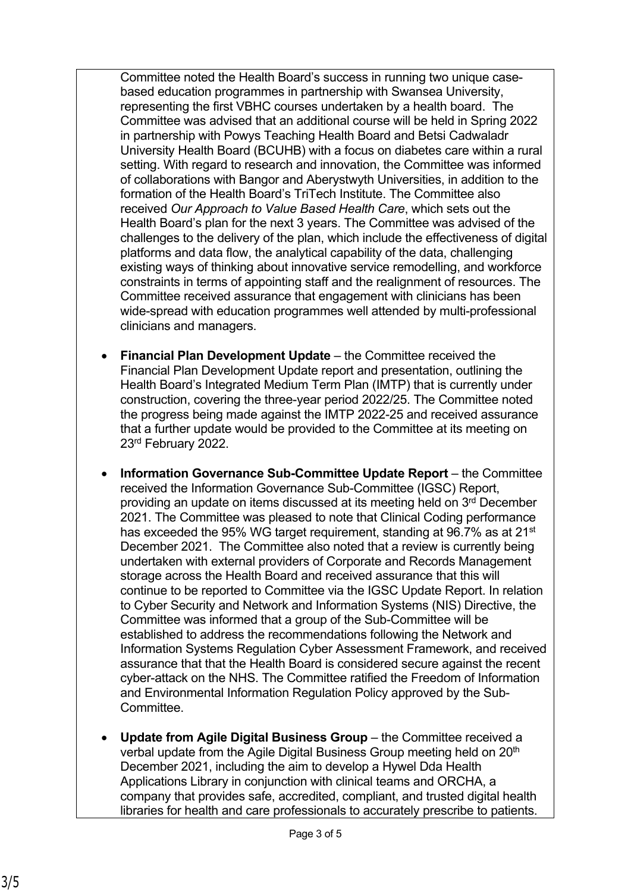Committee noted the Health Board's success in running two unique case-based education programmes in partnership with Swansea University, representing the first VBHC courses undertaken by a health board. The Committee was advised that an additional course will be held in Spring 2022 in partnership with Powys Teaching Health Board and Betsi Cadwaladr University Health Board (BCUHB) with a focus on diabetes care within a rural setting. With regard to research and innovation, the Committee was informed of collaborations with Bangor and Aberystwyth Universities, in addition to the formation of the Health Board's TriTech Institute. The Committee also received *Our Approach to Value Based Health Care*, which sets out the Health Board's plan for the next 3 years. The Committee was advised of the challenges to the delivery of the plan, which include the effectiveness of digital platforms and data flow, the analytical capability of the data, challenging existing ways of thinking about innovative service remodelling, and workforce constraints in terms of appointing staff and the realignment of resources. The Committee received assurance that engagement with clinicians has been wide-spread with education programmes well attended by multi-professional clinicians and managers.

- **Financial Plan Development Update** – the Committee received the Financial Plan Development Update report and presentation, outlining the Health Board's Integrated Medium Term Plan (IMTP) that is currently under construction, covering the three-year period 2022/25. The Committee noted the progress being made against the IMTP 2022-25 and received assurance that a further update would be provided to the Committee at its meeting on 23rd February 2022.

- **Information Governance Sub-Committee Update Report** – the Committee received the Information Governance Sub-Committee (IGSC) Report, providing an update on items discussed at its meeting held on 3rd December 2021. The Committee was pleased to note that Clinical Coding performance has exceeded the 95% WG target requirement, standing at 96.7% as at 21st December 2021. The Committee also noted that a review is currently being undertaken with external providers of Corporate and Records Management storage across the Health Board and received assurance that this will continue to be reported to Committee via the IGSC Update Report. In relation to Cyber Security and Network and Information Systems (NIS) Directive, the Committee was informed that a group of the Sub-Committee will be established to address the recommendations following the Network and Information Systems Regulation Cyber Assessment Framework, and received assurance that that the Health Board is considered secure against the recent cyber-attack on the NHS. The Committee ratified the Freedom of Information and Environmental Information Regulation Policy approved by the Sub-Committee.

- **Update from Agile Digital Business Group** – the Committee received a verbal update from the Agile Digital Business Group meeting held on 20th December 2021, including the aim to develop a Hywel Dda Health Applications Library in conjunction with clinical teams and ORCHA, a company that provides safe, accredited, compliant, and trusted digital health libraries for health and care professionals to accurately prescribe to patients.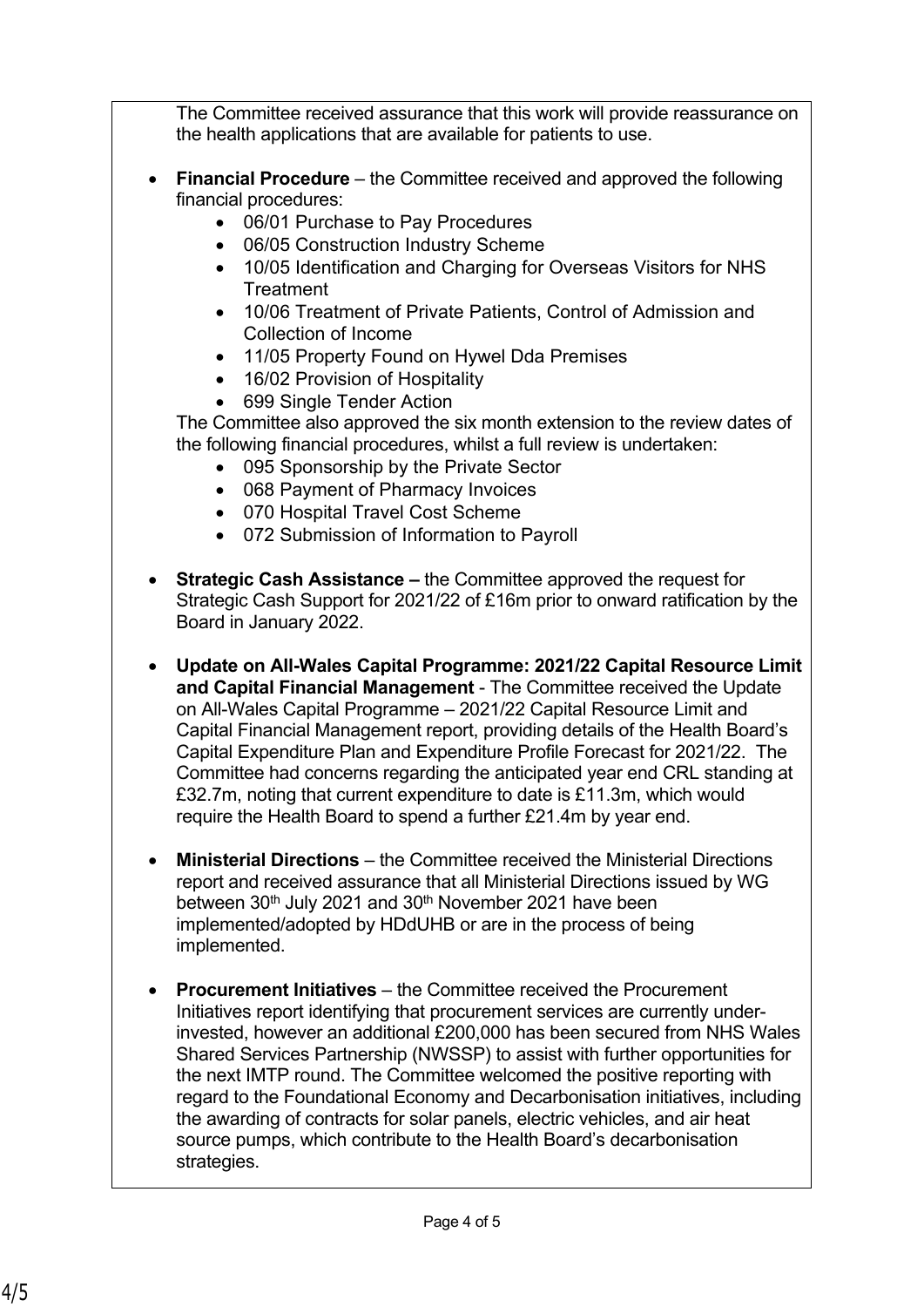The Committee received assurance that this work will provide reassurance on the health applications that are available for patients to use.

- **Financial Procedure** – the Committee received and approved the following financial procedures:
  - 06/01 Purchase to Pay Procedures
  - 06/05 Construction Industry Scheme
  - 10/05 Identification and Charging for Overseas Visitors for NHS Treatment
  - 10/06 Treatment of Private Patients, Control of Admission and Collection of Income
  - 11/05 Property Found on Hywel Dda Premises
  - 16/02 Provision of Hospitality
  - 699 Single Tender Action

  The Committee also approved the six month extension to the review dates of the following financial procedures, whilst a full review is undertaken:
  - 095 Sponsorship by the Private Sector
  - 068 Payment of Pharmacy Invoices
  - 070 Hospital Travel Cost Scheme
  - 072 Submission of Information to Payroll

- **Strategic Cash Assistance –** the Committee approved the request for Strategic Cash Support for 2021/22 of £16m prior to onward ratification by the Board in January 2022.

- **Update on All-Wales Capital Programme: 2021/22 Capital Resource Limit and Capital Financial Management** - The Committee received the Update on All-Wales Capital Programme – 2021/22 Capital Resource Limit and Capital Financial Management report, providing details of the Health Board's Capital Expenditure Plan and Expenditure Profile Forecast for 2021/22. The Committee had concerns regarding the anticipated year end CRL standing at £32.7m, noting that current expenditure to date is £11.3m, which would require the Health Board to spend a further £21.4m by year end.

- **Ministerial Directions** – the Committee received the Ministerial Directions report and received assurance that all Ministerial Directions issued by WG between 30th July 2021 and 30th November 2021 have been implemented/adopted by HDdUHB or are in the process of being implemented.

- **Procurement Initiatives** – the Committee received the Procurement Initiatives report identifying that procurement services are currently under-invested, however an additional £200,000 has been secured from NHS Wales Shared Services Partnership (NWSSP) to assist with further opportunities for the next IMTP round. The Committee welcomed the positive reporting with regard to the Foundational Economy and Decarbonisation initiatives, including the awarding of contracts for solar panels, electric vehicles, and air heat source pumps, which contribute to the Health Board's decarbonisation strategies.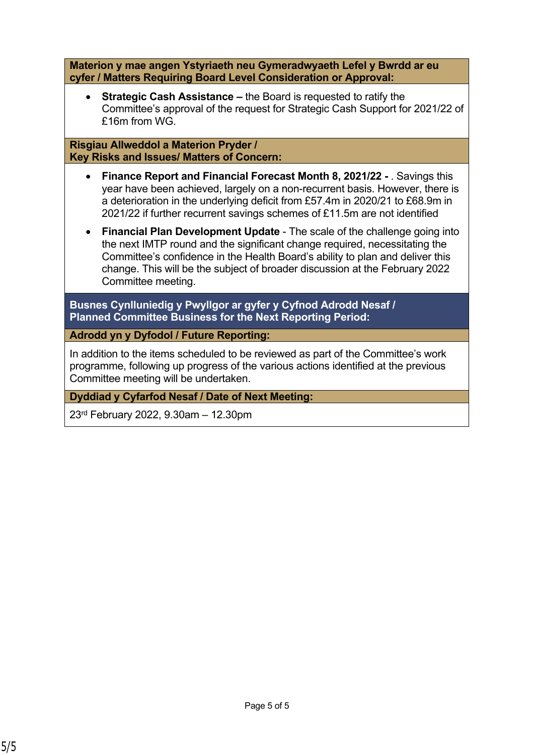### Materion y mae angen Ystyriaeth neu Gymeradwyaeth Lefel y Bwrdd ar eu cyfer / Matters Requiring Board Level Consideration or Approval:

- **Strategic Cash Assistance –** the Board is requested to ratify the Committee's approval of the request for Strategic Cash Support for 2021/22 of £16m from WG.

### Risgiau Allweddol a Materion Pryder / Key Risks and Issues/ Matters of Concern:

- **Finance Report and Financial Forecast Month 8, 2021/22 -** . Savings this year have been achieved, largely on a non-recurrent basis. However, there is a deterioration in the underlying deficit from £57.4m in 2020/21 to £68.9m in 2021/22 if further recurrent savings schemes of £11.5m are not identified
- **Financial Plan Development Update** - The scale of the challenge going into the next IMTP round and the significant change required, necessitating the Committee's confidence in the Health Board's ability to plan and deliver this change. This will be the subject of broader discussion at the February 2022 Committee meeting.

## Busnes Cynlluniedig y Pwyllgor ar gyfer y Cyfnod Adrodd Nesaf / Planned Committee Business for the Next Reporting Period:

### Adrodd yn y Dyfodol / Future Reporting:

In addition to the items scheduled to be reviewed as part of the Committee's work programme, following up progress of the various actions identified at the previous Committee meeting will be undertaken.

### Dyddiad y Cyfarfod Nesaf / Date of Next Meeting:

23rd February 2022, 9.30am – 12.30pm